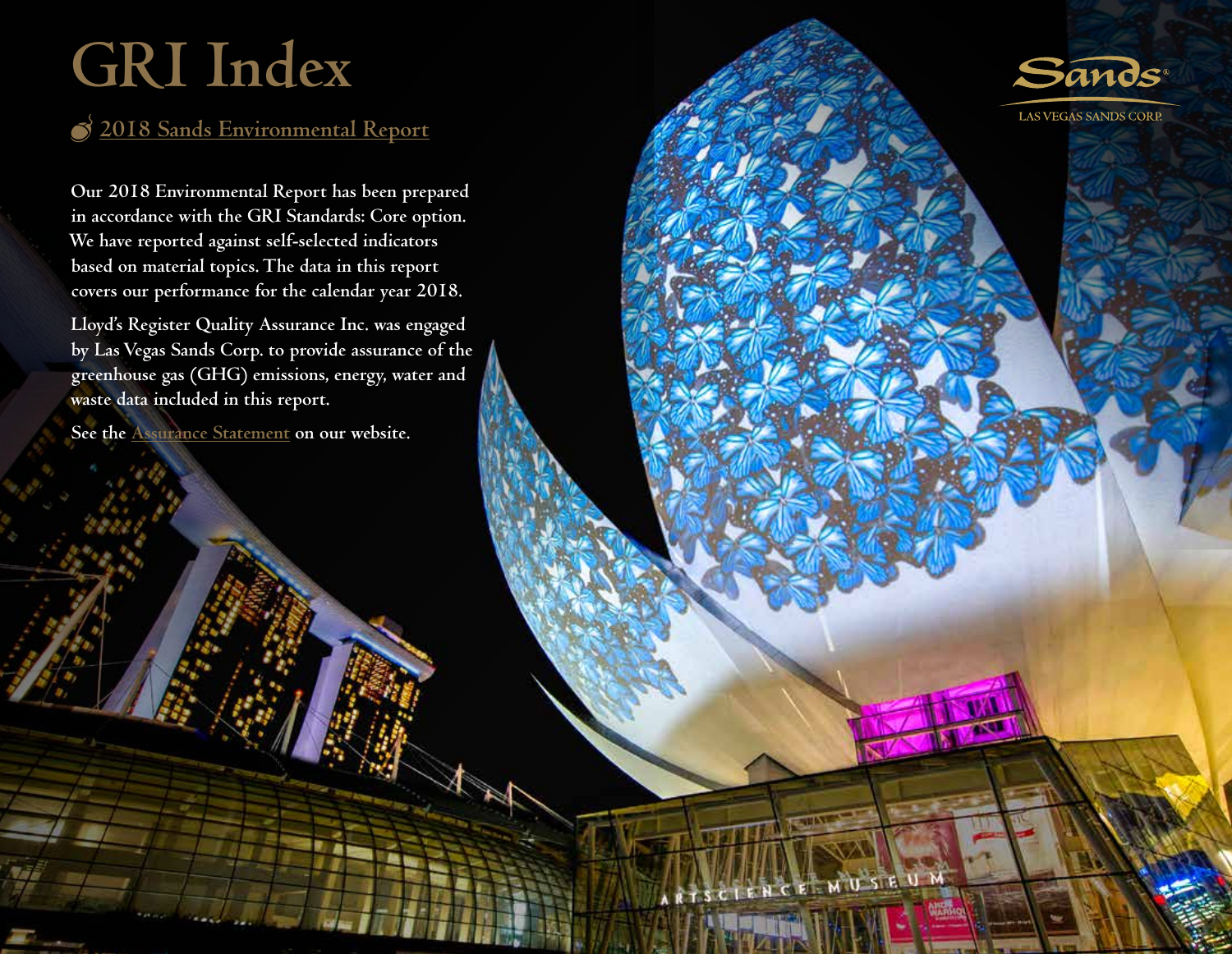# GRI Index

## 2018 Sands Environmental Report

Sands
LAS VEGAS SANDS CORP.

Our 2018 Environmental Report has been prepared in accordance with the GRI Standards: Core option. We have reported against self-selected indicators based on material topics. The data in this report covers our performance for the calendar year 2018.

Lloyd's Register Quality Assurance Inc. was engaged by Las Vegas Sands Corp. to provide assurance of the greenhouse gas (GHG) emissions, energy, water and waste data included in this report.

See the Assurance Statement on our website.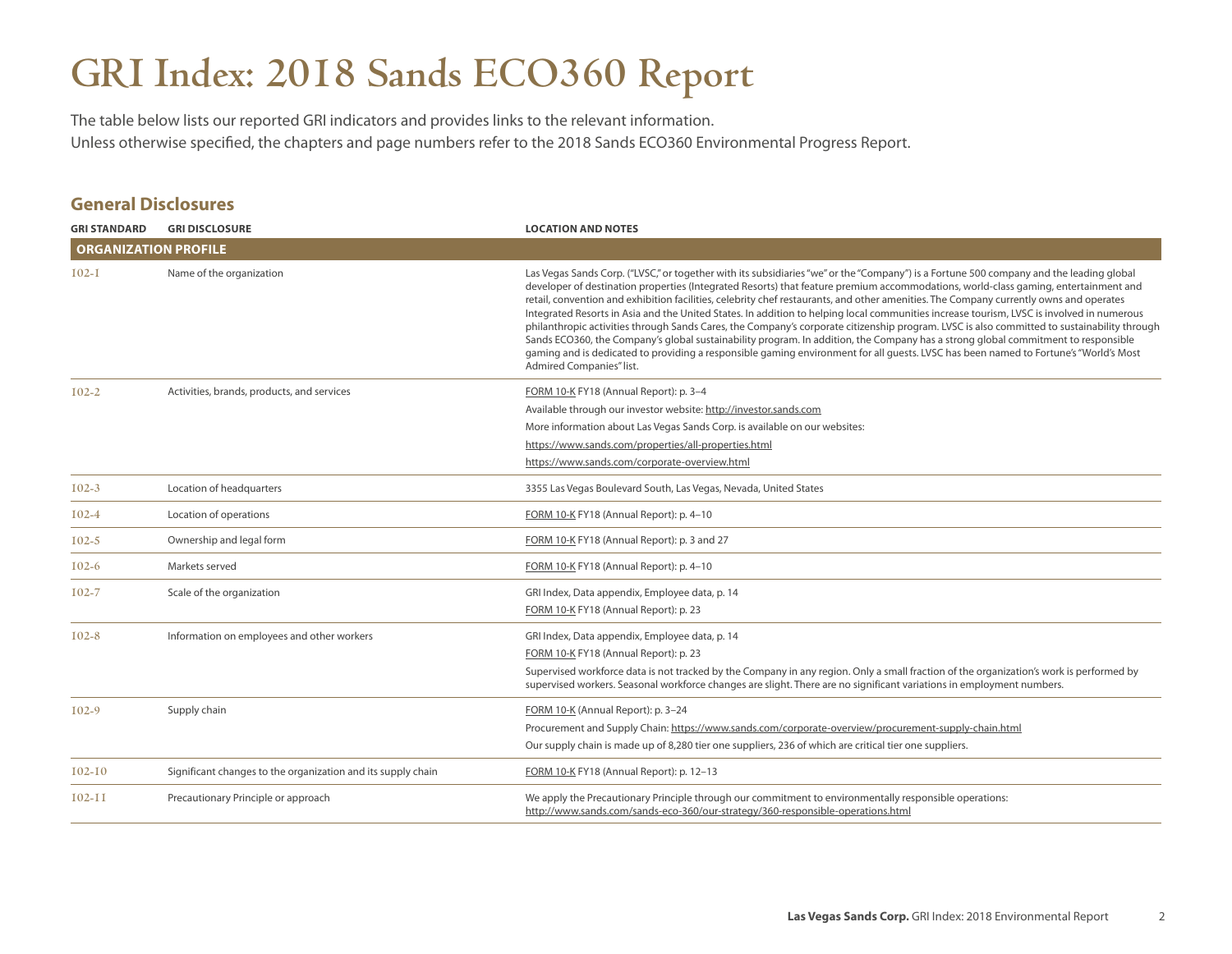# GRI Index: 2018 Sands ECO360 Report

The table below lists our reported GRI indicators and provides links to the relevant information.
Unless otherwise specified, the chapters and page numbers refer to the 2018 Sands ECO360 Environmental Progress Report.

## General Disclosures

| GRI STANDARD | GRI DISCLOSURE | LOCATION AND NOTES |
|---|---|---|
| **ORGANIZATION PROFILE** | | |
| 102-1 | Name of the organization | Las Vegas Sands Corp. ("LVSC," or together with its subsidiaries "we" or the "Company") is a Fortune 500 company and the leading global developer of destination properties (Integrated Resorts) that feature premium accommodations, world-class gaming, entertainment and retail, convention and exhibition facilities, celebrity chef restaurants, and other amenities. The Company currently owns and operates Integrated Resorts in Asia and the United States. In addition to helping local communities increase tourism, LVSC is involved in numerous philanthropic activities through Sands Cares, the Company's corporate citizenship program. LVSC is also committed to sustainability through Sands ECO360, the Company's global sustainability program. In addition, the Company has a strong global commitment to responsible gaming and is dedicated to providing a responsible gaming environment for all guests. LVSC has been named to Fortune's "World's Most Admired Companies" list. |
| 102-2 | Activities, brands, products, and services | FORM 10-K FY18 (Annual Report): p. 3–4<br>Available through our investor website: http://investor.sands.com<br>More information about Las Vegas Sands Corp. is available on our websites:<br>https://www.sands.com/properties/all-properties.html<br>https://www.sands.com/corporate-overview.html |
| 102-3 | Location of headquarters | 3355 Las Vegas Boulevard South, Las Vegas, Nevada, United States |
| 102-4 | Location of operations | FORM 10-K FY18 (Annual Report): p. 4–10 |
| 102-5 | Ownership and legal form | FORM 10-K FY18 (Annual Report): p. 3 and 27 |
| 102-6 | Markets served | FORM 10-K FY18 (Annual Report): p. 4–10 |
| 102-7 | Scale of the organization | GRI Index, Data appendix, Employee data, p. 14<br>FORM 10-K FY18 (Annual Report): p. 23 |
| 102-8 | Information on employees and other workers | GRI Index, Data appendix, Employee data, p. 14<br>FORM 10-K FY18 (Annual Report): p. 23<br>Supervised workforce data is not tracked by the Company in any region. Only a small fraction of the organization's work is performed by supervised workers. Seasonal workforce changes are slight. There are no significant variations in employment numbers. |
| 102-9 | Supply chain | FORM 10-K (Annual Report): p. 3–24<br>Procurement and Supply Chain: https://www.sands.com/corporate-overview/procurement-supply-chain.html<br>Our supply chain is made up of 8,280 tier one suppliers, 236 of which are critical tier one suppliers. |
| 102-10 | Significant changes to the organization and its supply chain | FORM 10-K FY18 (Annual Report): p. 12–13 |
| 102-11 | Precautionary Principle or approach | We apply the Precautionary Principle through our commitment to environmentally responsible operations:<br>http://www.sands.com/sands-eco-360/our-strategy/360-responsible-operations.html |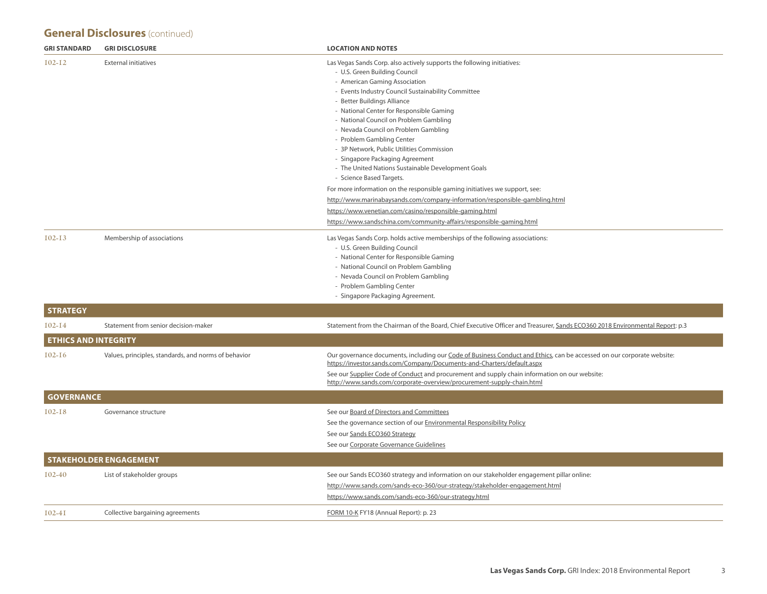## General Disclosures (continued)

| GRI STANDARD | GRI DISCLOSURE | LOCATION AND NOTES |
|---|---|---|
| 102-12 | External initiatives | Las Vegas Sands Corp. also actively supports the following initiatives:<br>- U.S. Green Building Council<br>- American Gaming Association<br>- Events Industry Council Sustainability Committee<br>- Better Buildings Alliance<br>- National Center for Responsible Gaming<br>- National Council on Problem Gambling<br>- Nevada Council on Problem Gambling<br>- Problem Gambling Center<br>- 3P Network, Public Utilities Commission<br>- Singapore Packaging Agreement<br>- The United Nations Sustainable Development Goals<br>- Science Based Targets.<br>For more information on the responsible gaming initiatives we support, see:<br>http://www.marinabaysands.com/company-information/responsible-gambling.html<br>https://www.venetian.com/casino/responsible-gaming.html<br>https://www.sandschina.com/community-affairs/responsible-gaming.html |
| 102-13 | Membership of associations | Las Vegas Sands Corp. holds active memberships of the following associations:<br>- U.S. Green Building Council<br>- National Center for Responsible Gaming<br>- National Council on Problem Gambling<br>- Nevada Council on Problem Gambling<br>- Problem Gambling Center<br>- Singapore Packaging Agreement. |
| **STRATEGY** | | |
| 102-14 | Statement from senior decision-maker | Statement from the Chairman of the Board, Chief Executive Officer and Treasurer, Sands ECO360 2018 Environmental Report: p.3 |
| **ETHICS AND INTEGRITY** | | |
| 102-16 | Values, principles, standards, and norms of behavior | Our governance documents, including our Code of Business Conduct and Ethics, can be accessed on our corporate website: https://investor.sands.com/Company/Documents-and-Charters/default.aspx<br>See our Supplier Code of Conduct and procurement and supply chain information on our website: http://www.sands.com/corporate-overview/procurement-supply-chain.html |
| **GOVERNANCE** | | |
| 102-18 | Governance structure | See our Board of Directors and Committees<br>See the governance section of our Environmental Responsibility Policy<br>See our Sands ECO360 Strategy<br>See our Corporate Governance Guidelines |
| **STAKEHOLDER ENGAGEMENT** | | |
| 102-40 | List of stakeholder groups | See our Sands ECO360 strategy and information on our stakeholder engagement pillar online:<br>http://www.sands.com/sands-eco-360/our-strategy/stakeholder-engagement.html<br>https://www.sands.com/sands-eco-360/our-strategy.html |
| 102-41 | Collective bargaining agreements | FORM 10-K FY18 (Annual Report): p. 23 |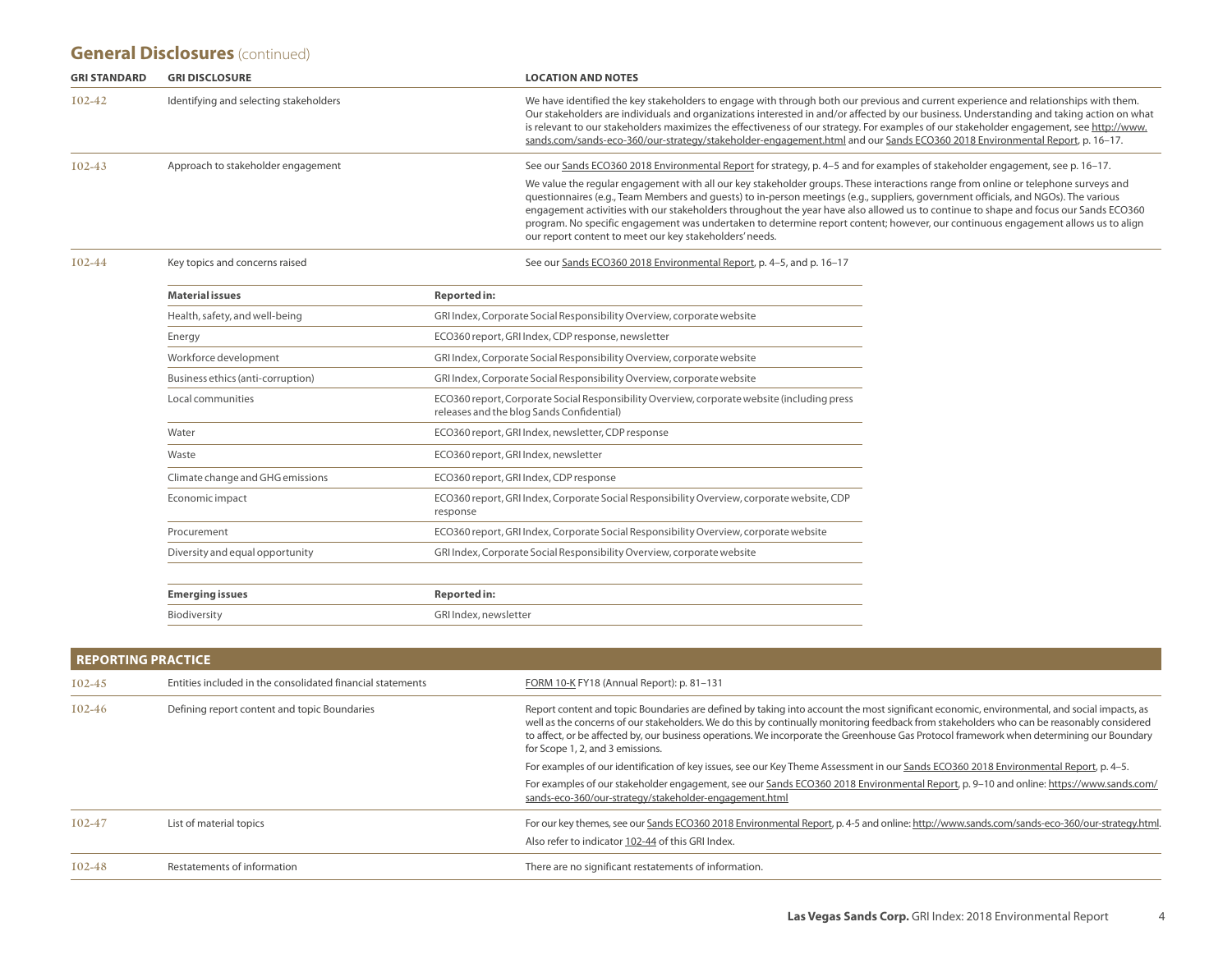## General Disclosures (continued)

| GRI STANDARD | GRI DISCLOSURE | LOCATION AND NOTES |
|---|---|---|
| 102-42 | Identifying and selecting stakeholders | We have identified the key stakeholders to engage with through both our previous and current experience and relationships with them. Our stakeholders are individuals and organizations interested in and/or affected by our business. Understanding and taking action on what is relevant to our stakeholders maximizes the effectiveness of our strategy. For examples of our stakeholder engagement, see http://www.sands.com/sands-eco-360/our-strategy/stakeholder-engagement.html and our Sands ECO360 2018 Environmental Report, p. 16–17. |
| 102-43 | Approach to stakeholder engagement | See our Sands ECO360 2018 Environmental Report for strategy, p. 4–5 and for examples of stakeholder engagement, see p. 16–17.<br><br>We value the regular engagement with all our key stakeholder groups. These interactions range from online or telephone surveys and questionnaires (e.g., Team Members and guests) to in-person meetings (e.g., suppliers, government officials, and NGOs). The various engagement activities with our stakeholders throughout the year have also allowed us to continue to shape and focus our Sands ECO360 program. No specific engagement was undertaken to determine report content; however, our continuous engagement allows us to align our report content to meet our key stakeholders' needs. |
| 102-44 | Key topics and concerns raised | See our Sands ECO360 2018 Environmental Report, p. 4–5, and p. 16–17 |

| Material issues | Reported in: |
|---|---|
| Health, safety, and well-being | GRI Index, Corporate Social Responsibility Overview, corporate website |
| Energy | ECO360 report, GRI Index, CDP response, newsletter |
| Workforce development | GRI Index, Corporate Social Responsibility Overview, corporate website |
| Business ethics (anti-corruption) | GRI Index, Corporate Social Responsibility Overview, corporate website |
| Local communities | ECO360 report, Corporate Social Responsibility Overview, corporate website (including press releases and the blog Sands Confidential) |
| Water | ECO360 report, GRI Index, newsletter, CDP response |
| Waste | ECO360 report, GRI Index, newsletter |
| Climate change and GHG emissions | ECO360 report, GRI Index, CDP response |
| Economic impact | ECO360 report, GRI Index, Corporate Social Responsibility Overview, corporate website, CDP response |
| Procurement | ECO360 report, GRI Index, Corporate Social Responsibility Overview, corporate website |
| Diversity and equal opportunity | GRI Index, Corporate Social Responsibility Overview, corporate website |

| Emerging issues | Reported in: |
|---|---|
| Biodiversity | GRI Index, newsletter |

### REPORTING PRACTICE

| GRI STANDARD | GRI DISCLOSURE | LOCATION AND NOTES |
|---|---|---|
| 102-45 | Entities included in the consolidated financial statements | FORM 10-K FY18 (Annual Report): p. 81–131 |
| 102-46 | Defining report content and topic Boundaries | Report content and topic Boundaries are defined by taking into account the most significant economic, environmental, and social impacts, as well as the concerns of our stakeholders. We do this by continually monitoring feedback from stakeholders who can be reasonably considered to affect, or be affected by, our business operations. We incorporate the Greenhouse Gas Protocol framework when determining our Boundary for Scope 1, 2, and 3 emissions.<br><br>For examples of our identification of key issues, see our Key Theme Assessment in our Sands ECO360 2018 Environmental Report, p. 4–5.<br><br>For examples of our stakeholder engagement, see our Sands ECO360 2018 Environmental Report, p. 9–10 and online: https://www.sands.com/sands-eco-360/our-strategy/stakeholder-engagement.html |
| 102-47 | List of material topics | For our key themes, see our Sands ECO360 2018 Environmental Report, p. 4-5 and online: http://www.sands.com/sands-eco-360/our-strategy.html.<br><br>Also refer to indicator 102-44 of this GRI Index. |
| 102-48 | Restatements of information | There are no significant restatements of information. |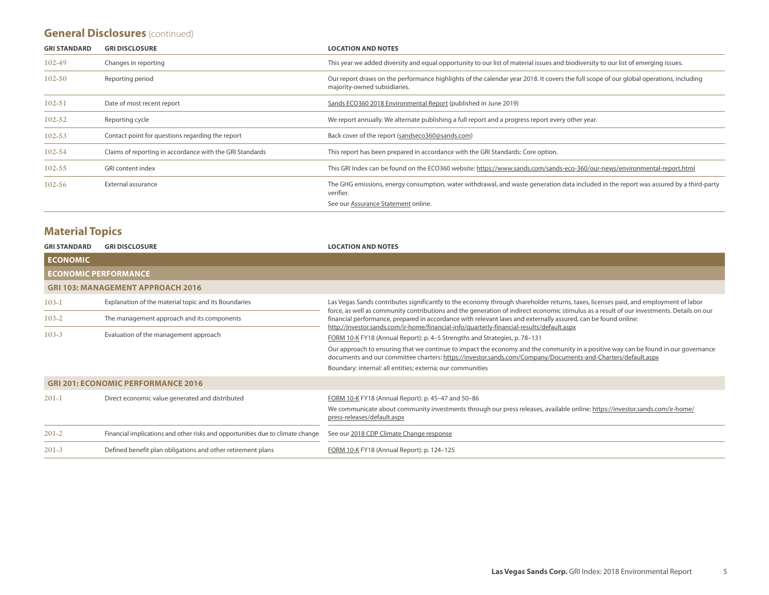## General Disclosures (continued)

| GRI STANDARD | GRI DISCLOSURE | LOCATION AND NOTES |
|---|---|---|
| 102-49 | Changes in reporting | This year we added diversity and equal opportunity to our list of material issues and biodiversity to our list of emerging issues. |
| 102-50 | Reporting period | Our report draws on the performance highlights of the calendar year 2018. It covers the full scope of our global operations, including majority-owned subsidiaries. |
| 102-51 | Date of most recent report | Sands ECO360 2018 Environmental Report (published in June 2019) |
| 102-52 | Reporting cycle | We report annually. We alternate publishing a full report and a progress report every other year. |
| 102-53 | Contact point for questions regarding the report | Back cover of the report (sandseco360@sands.com) |
| 102-54 | Claims of reporting in accordance with the GRI Standards | This report has been prepared in accordance with the GRI Standards: Core option. |
| 102-55 | GRI content index | This GRI Index can be found on the ECO360 website: https://www.sands.com/sands-eco-360/our-news/environmental-report.html |
| 102-56 | External assurance | The GHG emissions, energy consumption, water withdrawal, and waste generation data included in the report was assured by a third-party verifier.<br>See our Assurance Statement online. |

## Material Topics

| GRI STANDARD | GRI DISCLOSURE | LOCATION AND NOTES |
|---|---|---|
| **ECONOMIC** | | |
| **ECONOMIC PERFORMANCE** | | |
| **GRI 103: MANAGEMENT APPROACH 2016** | | |
| 103-1 | Explanation of the material topic and its Boundaries | Las Vegas Sands contributes significantly to the economy through shareholder returns, taxes, licenses paid, and employment of labor force, as well as community contributions and the generation of indirect economic stimulus as a result of our investments. Details on our financial performance, prepared in accordance with relevant laws and externally assured, can be found online: http://investor.sands.com/ir-home/financial-info/quarterly-financial-results/default.aspx<br>FORM 10-K FY18 (Annual Report): p. 4–5 Strengths and Strategies, p. 78–131<br>Our approach to ensuring that we continue to impact the economy and the community in a positive way can be found in our governance documents and our committee charters: https://investor.sands.com/Company/Documents-and-Charters/default.aspx<br>Boundary: internal: all entities; externa; our communities |
| 103-2 | The management approach and its components | |
| 103-3 | Evaluation of the management approach | |
| **GRI 201: ECONOMIC PERFORMANCE 2016** | | |
| 201-1 | Direct economic value generated and distributed | FORM 10-K FY18 (Annual Report): p. 45–47 and 50–86<br>We communicate about community investments through our press releases, available online: https://investor.sands.com/ir-home/press-releases/default.aspx |
| 201-2 | Financial implications and other risks and opportunities due to climate change | See our 2018 CDP Climate Change response |
| 201-3 | Defined benefit plan obligations and other retirement plans | FORM 10-K FY18 (Annual Report): p. 124–125 |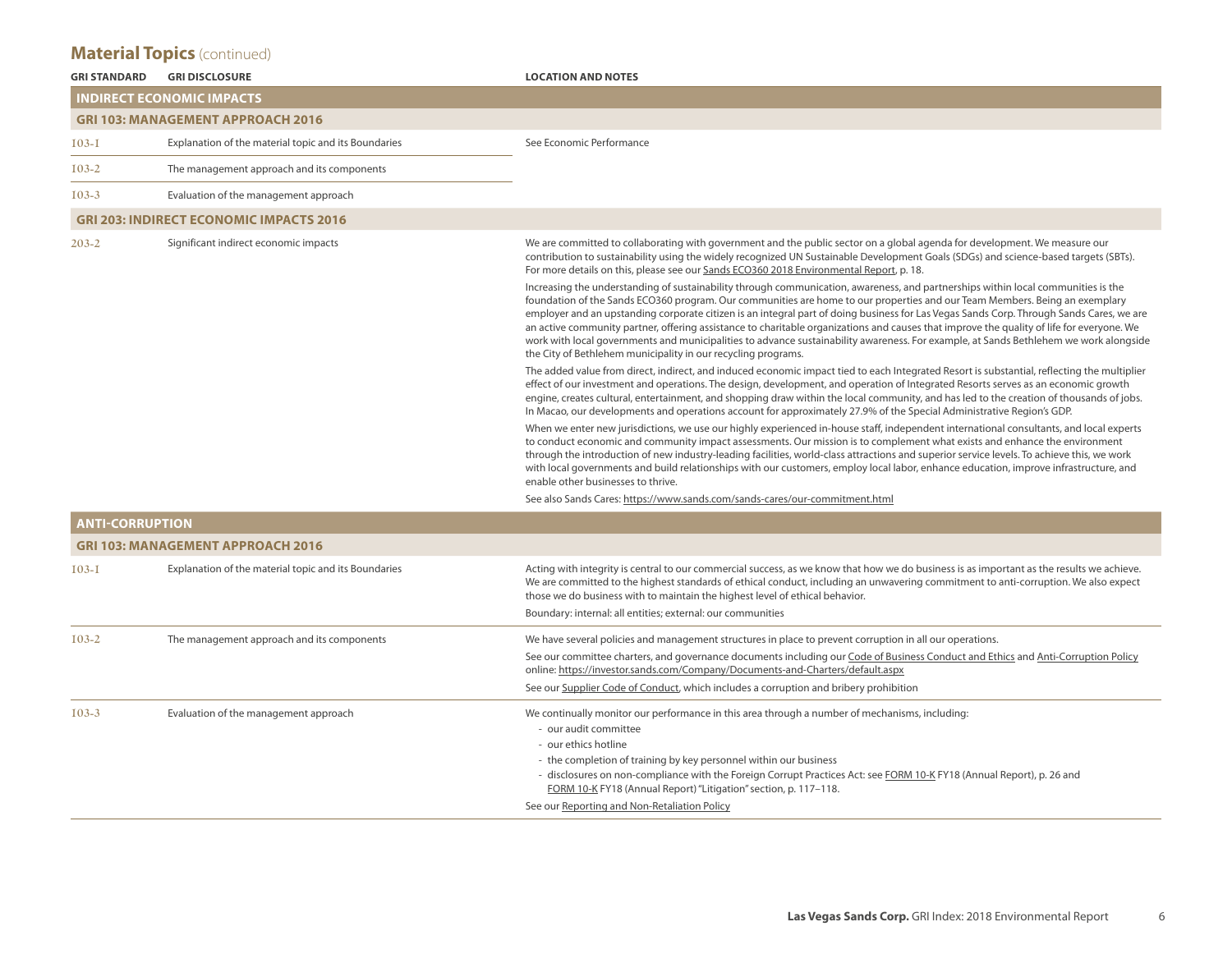## Material Topics (continued)

| GRI STANDARD | GRI DISCLOSURE | LOCATION AND NOTES |
|---|---|---|
| **INDIRECT ECONOMIC IMPACTS** | | |
| **GRI 103: MANAGEMENT APPROACH 2016** | | |
| 103-1 | Explanation of the material topic and its Boundaries | See Economic Performance |
| 103-2 | The management approach and its components | |
| 103-3 | Evaluation of the management approach | |
| **GRI 203: INDIRECT ECONOMIC IMPACTS 2016** | | |
| 203-2 | Significant indirect economic impacts | We are committed to collaborating with government and the public sector on a global agenda for development. We measure our contribution to sustainability using the widely recognized UN Sustainable Development Goals (SDGs) and science-based targets (SBTs). For more details on this, please see our Sands ECO360 2018 Environmental Report, p. 18.<br><br>Increasing the understanding of sustainability through communication, awareness, and partnerships within local communities is the foundation of the Sands ECO360 program. Our communities are home to our properties and our Team Members. Being an exemplary employer and an upstanding corporate citizen is an integral part of doing business for Las Vegas Sands Corp. Through Sands Cares, we are an active community partner, offering assistance to charitable organizations and causes that improve the quality of life for everyone. We work with local governments and municipalities to advance sustainability awareness. For example, at Sands Bethlehem we work alongside the City of Bethlehem municipality in our recycling programs.<br><br>The added value from direct, indirect, and induced economic impact tied to each Integrated Resort is substantial, reflecting the multiplier effect of our investment and operations. The design, development, and operation of Integrated Resorts serves as an economic growth engine, creates cultural, entertainment, and shopping draw within the local community, and has led to the creation of thousands of jobs. In Macao, our developments and operations account for approximately 27.9% of the Special Administrative Region's GDP.<br><br>When we enter new jurisdictions, we use our highly experienced in-house staff, independent international consultants, and local experts to conduct economic and community impact assessments. Our mission is to complement what exists and enhance the environment through the introduction of new industry-leading facilities, world-class attractions and superior service levels. To achieve this, we work with local governments and build relationships with our customers, employ local labor, enhance education, improve infrastructure, and enable other businesses to thrive.<br><br>See also Sands Cares: https://www.sands.com/sands-cares/our-commitment.html |
| **ANTI-CORRUPTION** | | |
| **GRI 103: MANAGEMENT APPROACH 2016** | | |
| 103-1 | Explanation of the material topic and its Boundaries | Acting with integrity is central to our commercial success, as we know that how we do business is as important as the results we achieve. We are committed to the highest standards of ethical conduct, including an unwavering commitment to anti-corruption. We also expect those we do business with to maintain the highest level of ethical behavior.<br><br>Boundary: internal: all entities; external: our communities |
| 103-2 | The management approach and its components | We have several policies and management structures in place to prevent corruption in all our operations.<br><br>See our committee charters, and governance documents including our Code of Business Conduct and Ethics and Anti-Corruption Policy online: https://investor.sands.com/Company/Documents-and-Charters/default.aspx<br><br>See our Supplier Code of Conduct, which includes a corruption and bribery prohibition |
| 103-3 | Evaluation of the management approach | We continually monitor our performance in this area through a number of mechanisms, including:<br>- our audit committee<br>- our ethics hotline<br>- the completion of training by key personnel within our business<br>- disclosures on non-compliance with the Foreign Corrupt Practices Act: see FORM 10-K FY18 (Annual Report), p. 26 and FORM 10-K FY18 (Annual Report) "Litigation" section, p. 117–118.<br><br>See our Reporting and Non-Retaliation Policy |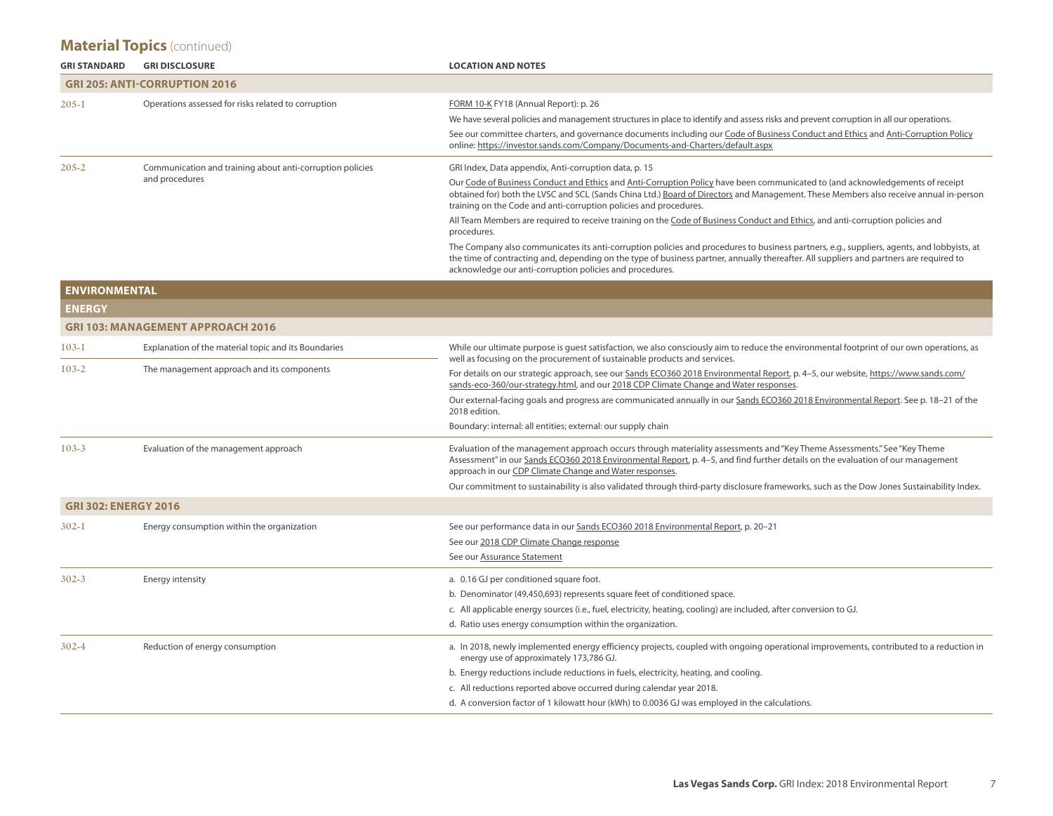## Material Topics (continued)

| GRI STANDARD | GRI DISCLOSURE | LOCATION AND NOTES |
|---|---|---|
| **GRI 205: ANTI-CORRUPTION 2016** | | |
| 205-1 | Operations assessed for risks related to corruption | FORM 10-K FY18 (Annual Report): p. 26<br>We have several policies and management structures in place to identify and assess risks and prevent corruption in all our operations.<br>See our committee charters, and governance documents including our Code of Business Conduct and Ethics and Anti-Corruption Policy online: https://investor.sands.com/Company/Documents-and-Charters/default.aspx |
| 205-2 | Communication and training about anti-corruption policies and procedures | GRI Index, Data appendix, Anti-corruption data, p. 15<br>Our Code of Business Conduct and Ethics and Anti-Corruption Policy have been communicated to (and acknowledgements of receipt obtained for) both the LVSC and SCL (Sands China Ltd.) Board of Directors and Management. These Members also receive annual in-person training on the Code and anti-corruption policies and procedures.<br>All Team Members are required to receive training on the Code of Business Conduct and Ethics, and anti-corruption policies and procedures.<br>The Company also communicates its anti-corruption policies and procedures to business partners, e.g., suppliers, agents, and lobbyists, at the time of contracting and, depending on the type of business partner, annually thereafter. All suppliers and partners are required to acknowledge our anti-corruption policies and procedures. |
| **ENVIRONMENTAL** | | |
| **ENERGY** | | |
| **GRI 103: MANAGEMENT APPROACH 2016** | | |
| 103-1 | Explanation of the material topic and its Boundaries | While our ultimate purpose is guest satisfaction, we also consciously aim to reduce the environmental footprint of our own operations, as well as focusing on the procurement of sustainable products and services. |
| 103-2 | The management approach and its components | For details on our strategic approach, see our Sands ECO360 2018 Environmental Report, p. 4–5, our website, https://www.sands.com/sands-eco-360/our-strategy.html, and our 2018 CDP Climate Change and Water responses.<br>Our external-facing goals and progress are communicated annually in our Sands ECO360 2018 Environmental Report. See p. 18–21 of the 2018 edition.<br>Boundary: internal: all entities; external: our supply chain |
| 103-3 | Evaluation of the management approach | Evaluation of the management approach occurs through materiality assessments and "Key Theme Assessments." See "Key Theme Assessment" in our Sands ECO360 2018 Environmental Report, p. 4–5, and find further details on the evaluation of our management approach in our CDP Climate Change and Water responses.<br>Our commitment to sustainability is also validated through third-party disclosure frameworks, such as the Dow Jones Sustainability Index. |
| **GRI 302: ENERGY 2016** | | |
| 302-1 | Energy consumption within the organization | See our performance data in our Sands ECO360 2018 Environmental Report, p. 20–21<br>See our 2018 CDP Climate Change response<br>See our Assurance Statement |
| 302-3 | Energy intensity | a. 0.16 GJ per conditioned square foot.<br>b. Denominator (49,450,693) represents square feet of conditioned space.<br>c. All applicable energy sources (i.e., fuel, electricity, heating, cooling) are included, after conversion to GJ.<br>d. Ratio uses energy consumption within the organization. |
| 302-4 | Reduction of energy consumption | a. In 2018, newly implemented energy efficiency projects, coupled with ongoing operational improvements, contributed to a reduction in energy use of approximately 173,786 GJ.<br>b. Energy reductions include reductions in fuels, electricity, heating, and cooling.<br>c. All reductions reported above occurred during calendar year 2018.<br>d. A conversion factor of 1 kilowatt hour (kWh) to 0.0036 GJ was employed in the calculations. |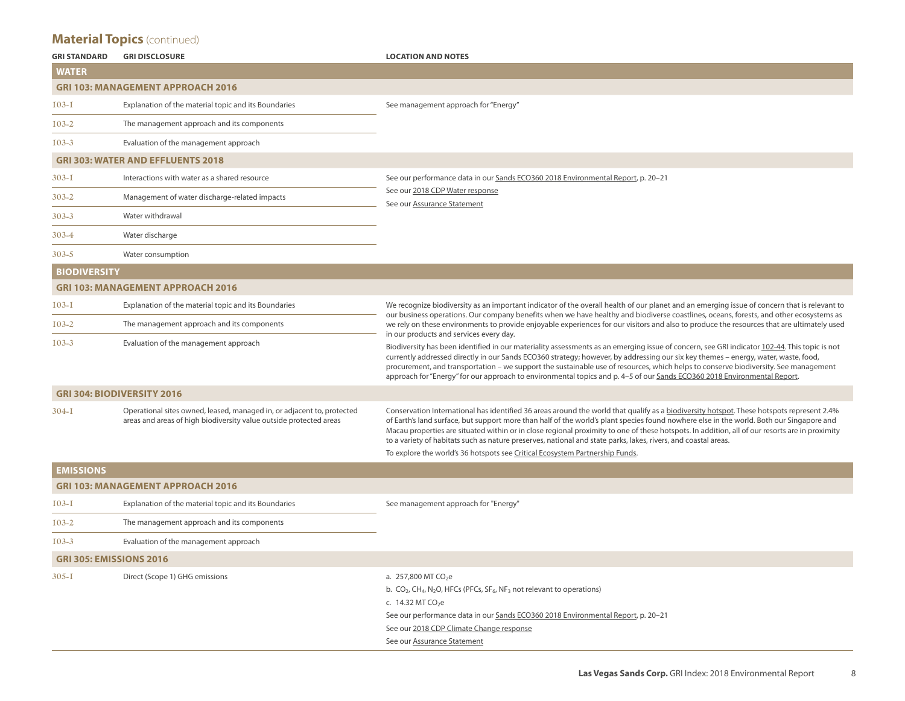## Material Topics (continued)

| GRI STANDARD | GRI DISCLOSURE | LOCATION AND NOTES |
|---|---|---|
| **WATER** | | |
| **GRI 103: MANAGEMENT APPROACH 2016** | | |
| 103-1 | Explanation of the material topic and its Boundaries | See management approach for "Energy" |
| 103-2 | The management approach and its components | |
| 103-3 | Evaluation of the management approach | |
| **GRI 303: WATER AND EFFLUENTS 2018** | | |
| 303-1 | Interactions with water as a shared resource | See our performance data in our Sands ECO360 2018 Environmental Report, p. 20–21<br>See our 2018 CDP Water response<br>See our Assurance Statement |
| 303-2 | Management of water discharge-related impacts | |
| 303-3 | Water withdrawal | |
| 303-4 | Water discharge | |
| 303-5 | Water consumption | |
| **BIODIVERSITY** | | |
| **GRI 103: MANAGEMENT APPROACH 2016** | | |
| 103-1 | Explanation of the material topic and its Boundaries | We recognize biodiversity as an important indicator of the overall health of our planet and an emerging issue of concern that is relevant to our business operations. Our company benefits when we have healthy and biodiverse coastlines, oceans, forests, and other ecosystems as we rely on these environments to provide enjoyable experiences for our visitors and also to produce the resources that are ultimately used in our products and services every day.<br>Biodiversity has been identified in our materiality assessments as an emerging issue of concern, see GRI indicator 102-44. This topic is not currently addressed directly in our Sands ECO360 strategy; however, by addressing our six key themes – energy, water, waste, food, procurement, and transportation – we support the sustainable use of resources, which helps to conserve biodiversity. See management approach for "Energy" for our approach to environmental topics and p. 4–5 of our Sands ECO360 2018 Environmental Report. |
| 103-2 | The management approach and its components | |
| 103-3 | Evaluation of the management approach | |
| **GRI 304: BIODIVERSITY 2016** | | |
| 304-1 | Operational sites owned, leased, managed in, or adjacent to, protected areas and areas of high biodiversity value outside protected areas | Conservation International has identified 36 areas around the world that qualify as a biodiversity hotspot. These hotspots represent 2.4% of Earth's land surface, but support more than half of the world's plant species found nowhere else in the world. Both our Singapore and Macau properties are situated within or in close regional proximity to one of these hotspots. In addition, all of our resorts are in proximity to a variety of habitats such as nature preserves, national and state parks, lakes, rivers, and coastal areas.<br>To explore the world's 36 hotspots see Critical Ecosystem Partnership Funds. |
| **EMISSIONS** | | |
| **GRI 103: MANAGEMENT APPROACH 2016** | | |
| 103-1 | Explanation of the material topic and its Boundaries | See management approach for "Energy" |
| 103-2 | The management approach and its components | |
| 103-3 | Evaluation of the management approach | |
| **GRI 305: EMISSIONS 2016** | | |
| 305-1 | Direct (Scope 1) GHG emissions | a. 257,800 MT $CO_2e$<br>b. $CO_2$, $CH_4$, $N_2O$, HFCs (PFCs, $SF_6$, $NF_3$ not relevant to operations)<br>c. 14.32 MT $CO_2e$<br>See our performance data in our Sands ECO360 2018 Environmental Report, p. 20–21<br>See our 2018 CDP Climate Change response<br>See our Assurance Statement |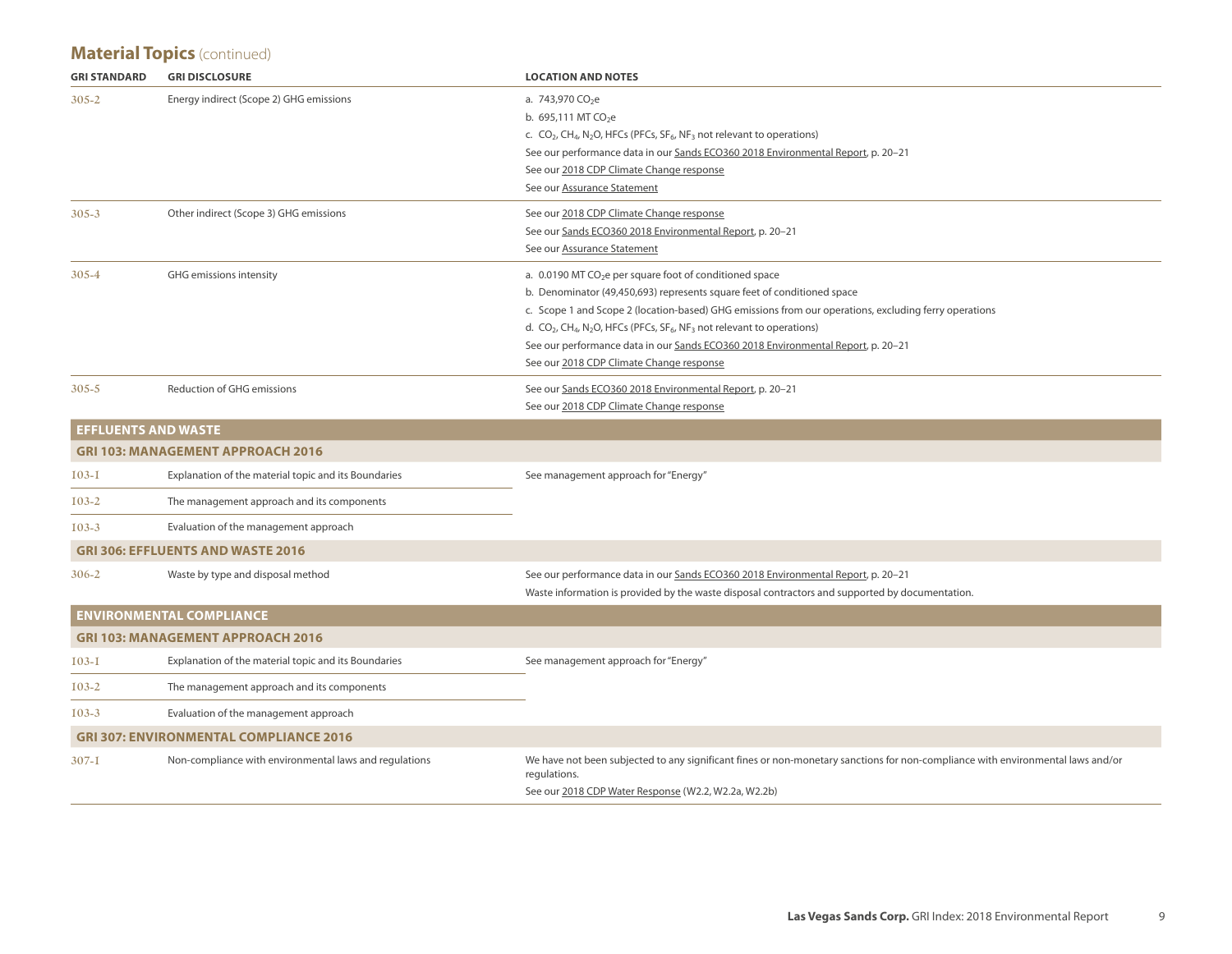## Material Topics (continued)

| GRI STANDARD | GRI DISCLOSURE | LOCATION AND NOTES |
| --- | --- | --- |
| 305-2 | Energy indirect (Scope 2) GHG emissions | a. 743,970 $CO_2$e<br>b. 695,111 MT $CO_2$e<br>c. $CO_2$, $CH_4$, $N_2O$, HFCs (PFCs, $SF_6$, $NF_3$ not relevant to operations)<br>See our performance data in our Sands ECO360 2018 Environmental Report, p. 20–21<br>See our 2018 CDP Climate Change response<br>See our Assurance Statement |
| 305-3 | Other indirect (Scope 3) GHG emissions | See our 2018 CDP Climate Change response<br>See our Sands ECO360 2018 Environmental Report, p. 20–21<br>See our Assurance Statement |
| 305-4 | GHG emissions intensity | a. 0.0190 MT $CO_2$e per square foot of conditioned space<br>b. Denominator (49,450,693) represents square feet of conditioned space<br>c. Scope 1 and Scope 2 (location-based) GHG emissions from our operations, excluding ferry operations<br>d. $CO_2$, $CH_4$, $N_2O$, HFCs (PFCs, $SF_6$, $NF_3$ not relevant to operations)<br>See our performance data in our Sands ECO360 2018 Environmental Report, p. 20–21<br>See our 2018 CDP Climate Change response |
| 305-5 | Reduction of GHG emissions | See our Sands ECO360 2018 Environmental Report, p. 20–21<br>See our 2018 CDP Climate Change response |
| **EFFLUENTS AND WASTE** | | |
| **GRI 103: MANAGEMENT APPROACH 2016** | | |
| 103-1 | Explanation of the material topic and its Boundaries | See management approach for "Energy" |
| 103-2 | The management approach and its components | |
| 103-3 | Evaluation of the management approach | |
| **GRI 306: EFFLUENTS AND WASTE 2016** | | |
| 306-2 | Waste by type and disposal method | See our performance data in our Sands ECO360 2018 Environmental Report, p. 20–21<br>Waste information is provided by the waste disposal contractors and supported by documentation. |
| **ENVIRONMENTAL COMPLIANCE** | | |
| **GRI 103: MANAGEMENT APPROACH 2016** | | |
| 103-1 | Explanation of the material topic and its Boundaries | See management approach for "Energy" |
| 103-2 | The management approach and its components | |
| 103-3 | Evaluation of the management approach | |
| **GRI 307: ENVIRONMENTAL COMPLIANCE 2016** | | |
| 307-1 | Non-compliance with environmental laws and regulations | We have not been subjected to any significant fines or non-monetary sanctions for non-compliance with environmental laws and/or regulations.<br>See our 2018 CDP Water Response (W2.2, W2.2a, W2.2b) |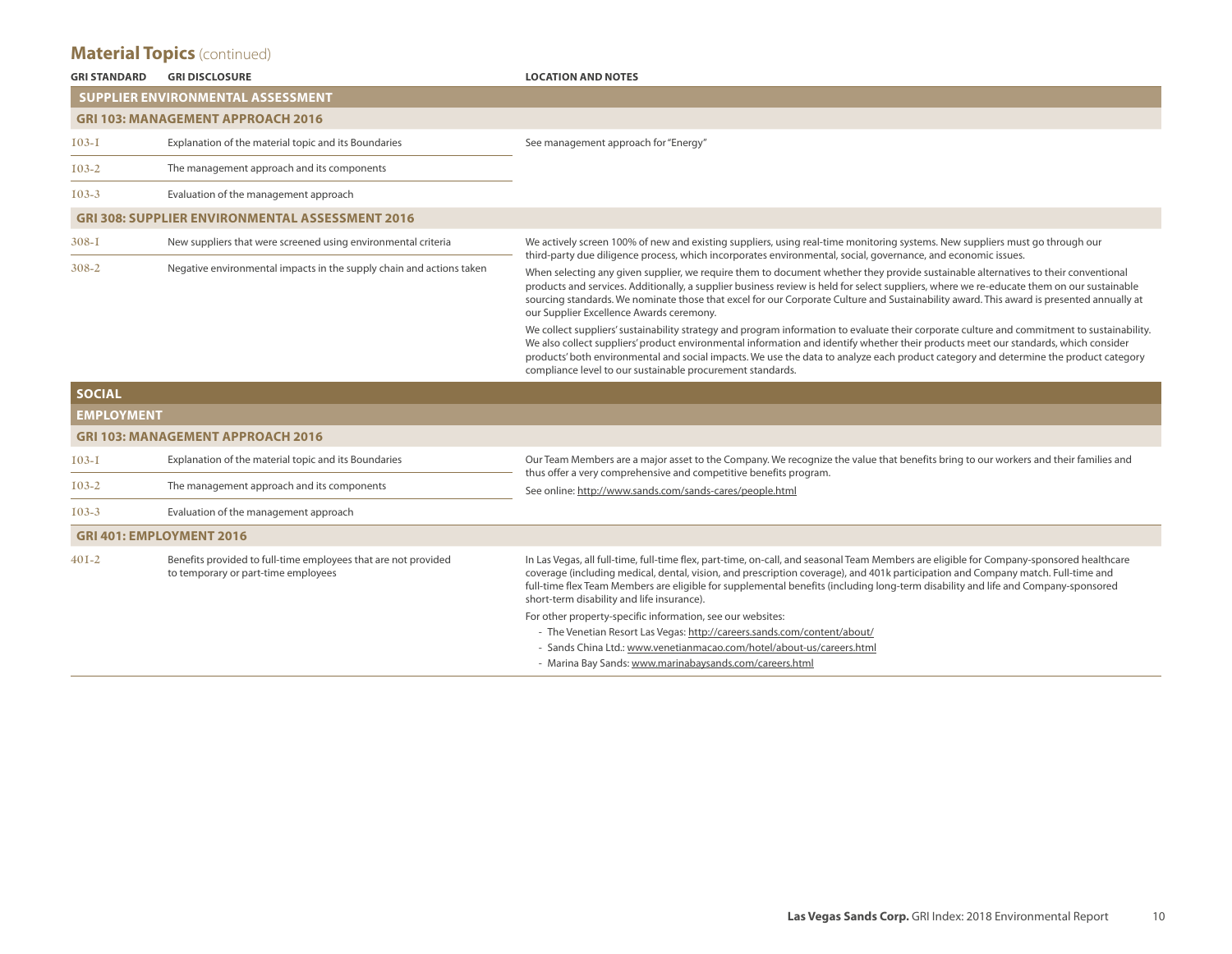## Material Topics (continued)

| GRI STANDARD | GRI DISCLOSURE | LOCATION AND NOTES |
|---|---|---|
| **SUPPLIER ENVIRONMENTAL ASSESSMENT** | | |
| **GRI 103: MANAGEMENT APPROACH 2016** | | |
| 103-1 | Explanation of the material topic and its Boundaries | See management approach for "Energy" |
| 103-2 | The management approach and its components | |
| 103-3 | Evaluation of the management approach | |
| **GRI 308: SUPPLIER ENVIRONMENTAL ASSESSMENT 2016** | | |
| 308-1 | New suppliers that were screened using environmental criteria | We actively screen 100% of new and existing suppliers, using real-time monitoring systems. New suppliers must go through our third-party due diligence process, which incorporates environmental, social, governance, and economic issues. |
| 308-2 | Negative environmental impacts in the supply chain and actions taken | When selecting any given supplier, we require them to document whether they provide sustainable alternatives to their conventional products and services. Additionally, a supplier business review is held for select suppliers, where we re-educate them on our sustainable sourcing standards. We nominate those that excel for our Corporate Culture and Sustainability award. This award is presented annually at our Supplier Excellence Awards ceremony.<br><br>We collect suppliers' sustainability strategy and program information to evaluate their corporate culture and commitment to sustainability. We also collect suppliers' product environmental information and identify whether their products meet our standards, which consider products' both environmental and social impacts. We use the data to analyze each product category and determine the product category compliance level to our sustainable procurement standards. |
| **SOCIAL** | | |
| **EMPLOYMENT** | | |
| **GRI 103: MANAGEMENT APPROACH 2016** | | |
| 103-1 | Explanation of the material topic and its Boundaries | Our Team Members are a major asset to the Company. We recognize the value that benefits bring to our workers and their families and thus offer a very comprehensive and competitive benefits program.<br><br>See online: http://www.sands.com/sands-cares/people.html |
| 103-2 | The management approach and its components | |
| 103-3 | Evaluation of the management approach | |
| **GRI 401: EMPLOYMENT 2016** | | |
| 401-2 | Benefits provided to full-time employees that are not provided to temporary or part-time employees | In Las Vegas, all full-time, full-time flex, part-time, on-call, and seasonal Team Members are eligible for Company-sponsored healthcare coverage (including medical, dental, vision, and prescription coverage), and 401k participation and Company match. Full-time and full-time flex Team Members are eligible for supplemental benefits (including long-term disability and life and Company-sponsored short-term disability and life insurance).<br><br>For other property-specific information, see our websites:<br>- The Venetian Resort Las Vegas: http://careers.sands.com/content/about/<br>- Sands China Ltd.: www.venetianmacao.com/hotel/about-us/careers.html<br>- Marina Bay Sands: www.marinabaysands.com/careers.html |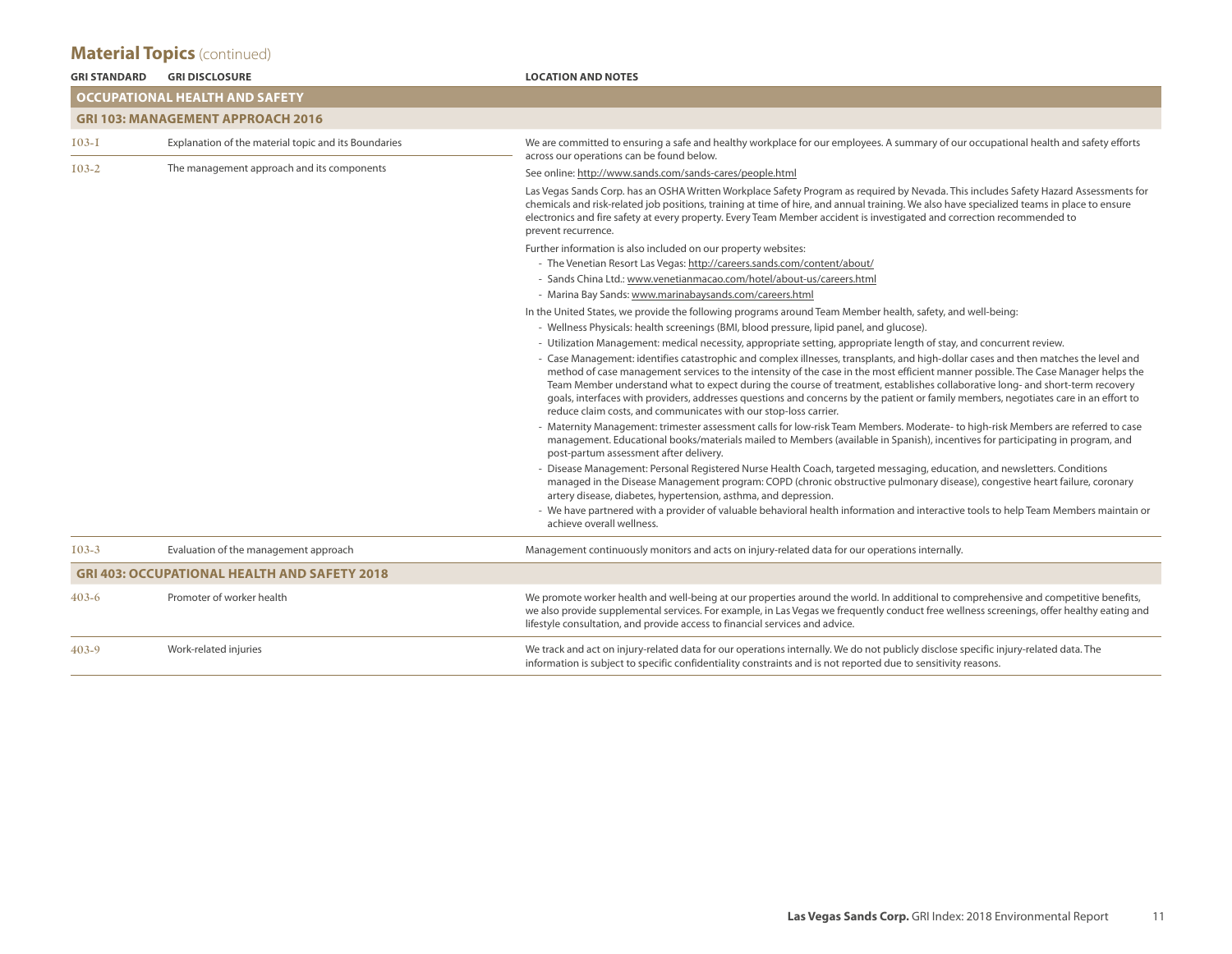## Material Topics (continued)

| GRI STANDARD | GRI DISCLOSURE | LOCATION AND NOTES |
|---|---|---|
| **OCCUPATIONAL HEALTH AND SAFETY** | | |
| **GRI 103: MANAGEMENT APPROACH 2016** | | |
| 103-1 | Explanation of the material topic and its Boundaries | We are committed to ensuring a safe and healthy workplace for our employees. A summary of our occupational health and safety efforts across our operations can be found below. |
| 103-2 | The management approach and its components | See online: http://www.sands.com/sands-cares/people.html<br><br>Las Vegas Sands Corp. has an OSHA Written Workplace Safety Program as required by Nevada. This includes Safety Hazard Assessments for chemicals and risk-related job positions, training at time of hire, and annual training. We also have specialized teams in place to ensure electronics and fire safety at every property. Every Team Member accident is investigated and correction recommended to prevent recurrence.<br><br>Further information is also included on our property websites:<br>- The Venetian Resort Las Vegas: http://careers.sands.com/content/about/<br>- Sands China Ltd.: www.venetianmacao.com/hotel/about-us/careers.html<br>- Marina Bay Sands: www.marinabaysands.com/careers.html<br><br>In the United States, we provide the following programs around Team Member health, safety, and well-being:<br>- Wellness Physicals: health screenings (BMI, blood pressure, lipid panel, and glucose).<br>- Utilization Management: medical necessity, appropriate setting, appropriate length of stay, and concurrent review.<br>- Case Management: identifies catastrophic and complex illnesses, transplants, and high-dollar cases and then matches the level and method of case management services to the intensity of the case in the most efficient manner possible. The Case Manager helps the Team Member understand what to expect during the course of treatment, establishes collaborative long- and short-term recovery goals, interfaces with providers, addresses questions and concerns by the patient or family members, negotiates care in an effort to reduce claim costs, and communicates with our stop-loss carrier.<br>- Maternity Management: trimester assessment calls for low-risk Team Members. Moderate- to high-risk Members are referred to case management. Educational books/materials mailed to Members (available in Spanish), incentives for participating in program, and post-partum assessment after delivery.<br>- Disease Management: Personal Registered Nurse Health Coach, targeted messaging, education, and newsletters. Conditions managed in the Disease Management program: COPD (chronic obstructive pulmonary disease), congestive heart failure, coronary artery disease, diabetes, hypertension, asthma, and depression.<br>- We have partnered with a provider of valuable behavioral health information and interactive tools to help Team Members maintain or achieve overall wellness. |
| 103-3 | Evaluation of the management approach | Management continuously monitors and acts on injury-related data for our operations internally. |
| **GRI 403: OCCUPATIONAL HEALTH AND SAFETY 2018** | | |
| 403-6 | Promoter of worker health | We promote worker health and well-being at our properties around the world. In additional to comprehensive and competitive benefits, we also provide supplemental services. For example, in Las Vegas we frequently conduct free wellness screenings, offer healthy eating and lifestyle consultation, and provide access to financial services and advice. |
| 403-9 | Work-related injuries | We track and act on injury-related data for our operations internally. We do not publicly disclose specific injury-related data. The information is subject to specific confidentiality constraints and is not reported due to sensitivity reasons. |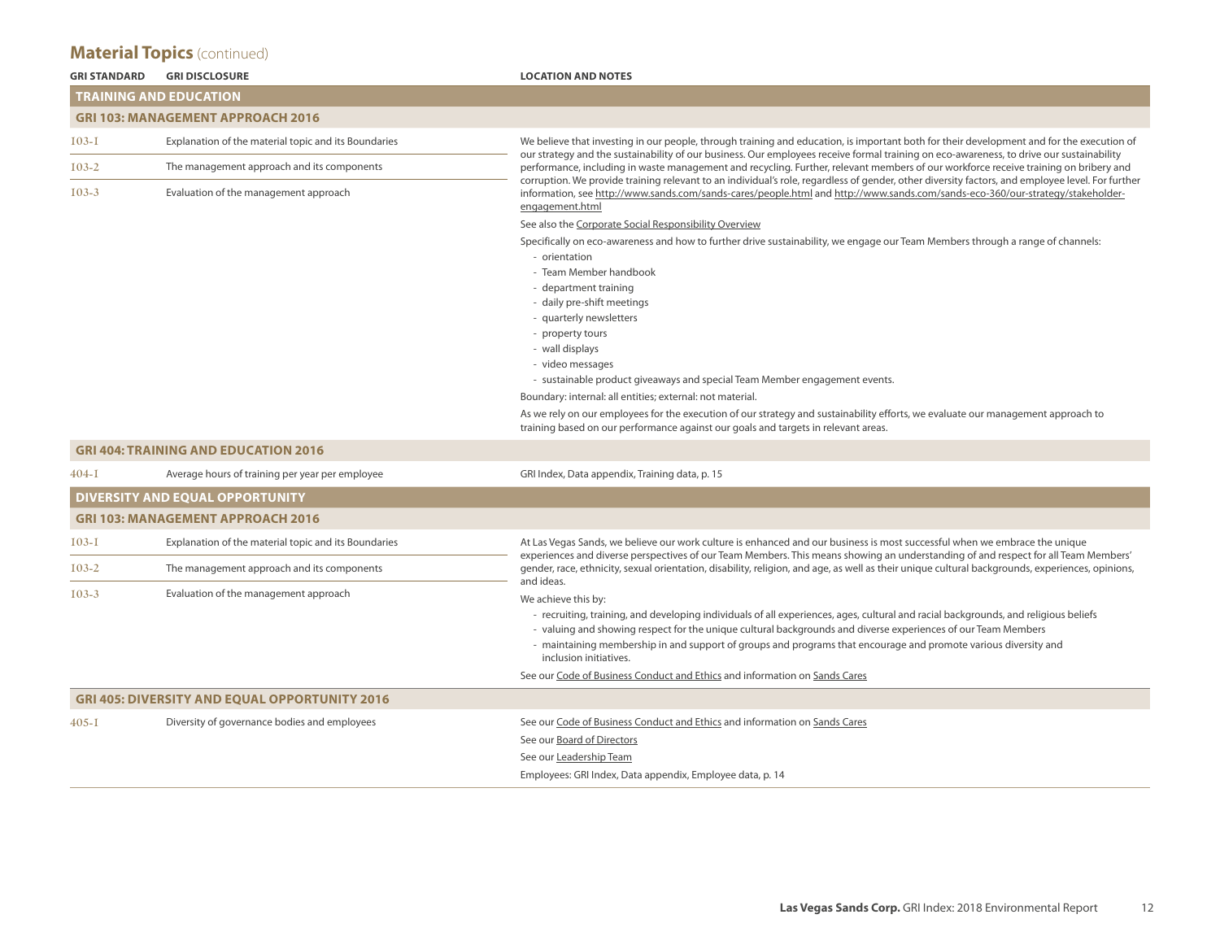## Material Topics (continued)

| GRI STANDARD | GRI DISCLOSURE | LOCATION AND NOTES |
|---|---|---|
| **TRAINING AND EDUCATION** | | |
| **GRI 103: MANAGEMENT APPROACH 2016** | | |
| 103-1 | Explanation of the material topic and its Boundaries | We believe that investing in our people, through training and education, is important both for their development and for the execution of our strategy and the sustainability of our business. Our employees receive formal training on eco-awareness, to drive our sustainability performance, including in waste management and recycling. Further, relevant members of our workforce receive training on bribery and corruption. We provide training relevant to an individual's role, regardless of gender, other diversity factors, and employee level. For further information, see http://www.sands.com/sands-cares/people.html and http://www.sands.com/sands-eco-360/our-strategy/stakeholder-engagement.html<br>See also the Corporate Social Responsibility Overview<br>Specifically on eco-awareness and how to further drive sustainability, we engage our Team Members through a range of channels:<br>- orientation<br>- Team Member handbook<br>- department training<br>- daily pre-shift meetings<br>- quarterly newsletters<br>- property tours<br>- wall displays<br>- video messages<br>- sustainable product giveaways and special Team Member engagement events.<br>Boundary: internal: all entities; external: not material.<br>As we rely on our employees for the execution of our strategy and sustainability efforts, we evaluate our management approach to training based on our performance against our goals and targets in relevant areas. |
| 103-2 | The management approach and its components | |
| 103-3 | Evaluation of the management approach | |
| **GRI 404: TRAINING AND EDUCATION 2016** | | |
| 404-1 | Average hours of training per year per employee | GRI Index, Data appendix, Training data, p. 15 |
| **DIVERSITY AND EQUAL OPPORTUNITY** | | |
| **GRI 103: MANAGEMENT APPROACH 2016** | | |
| 103-1 | Explanation of the material topic and its Boundaries | At Las Vegas Sands, we believe our work culture is enhanced and our business is most successful when we embrace the unique experiences and diverse perspectives of our Team Members. This means showing an understanding of and respect for all Team Members' gender, race, ethnicity, sexual orientation, disability, religion, and age, as well as their unique cultural backgrounds, experiences, opinions, and ideas.<br>We achieve this by:<br>- recruiting, training, and developing individuals of all experiences, ages, cultural and racial backgrounds, and religious beliefs<br>- valuing and showing respect for the unique cultural backgrounds and diverse experiences of our Team Members<br>- maintaining membership in and support of groups and programs that encourage and promote various diversity and inclusion initiatives.<br>See our Code of Business Conduct and Ethics and information on Sands Cares |
| 103-2 | The management approach and its components | |
| 103-3 | Evaluation of the management approach | |
| **GRI 405: DIVERSITY AND EQUAL OPPORTUNITY 2016** | | |
| 405-1 | Diversity of governance bodies and employees | See our Code of Business Conduct and Ethics and information on Sands Cares<br>See our Board of Directors<br>See our Leadership Team<br>Employees: GRI Index, Data appendix, Employee data, p. 14 |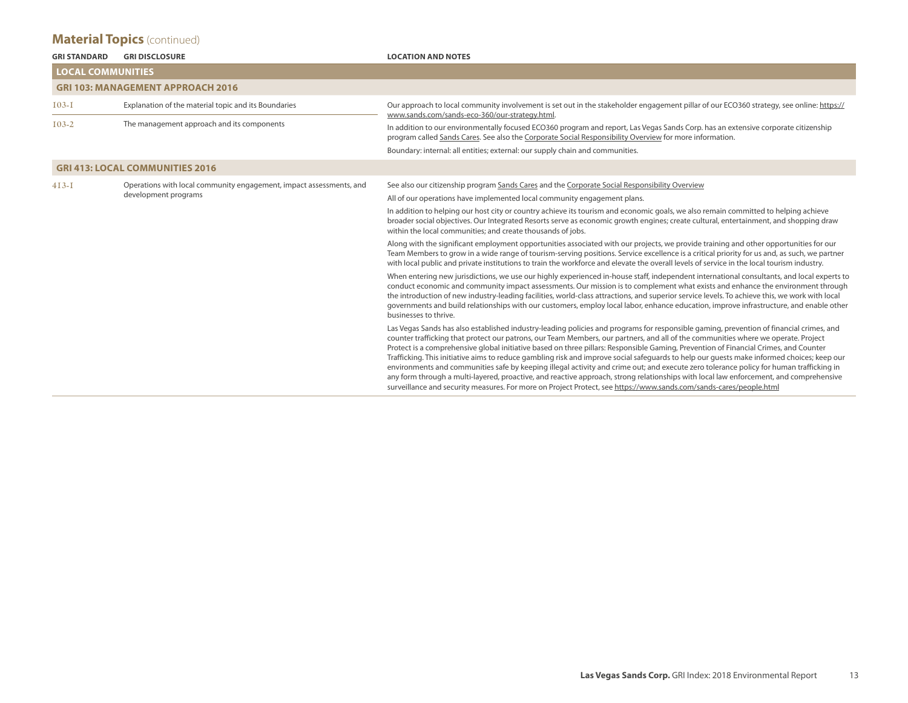## Material Topics (continued)

| GRI STANDARD | GRI DISCLOSURE | LOCATION AND NOTES |
|---|---|---|
| **LOCAL COMMUNITIES** | | |
| **GRI 103: MANAGEMENT APPROACH 2016** | | |
| 103-1 | Explanation of the material topic and its Boundaries | Our approach to local community involvement is set out in the stakeholder engagement pillar of our ECO360 strategy, see online: https://www.sands.com/sands-eco-360/our-strategy.html. |
| 103-2 | The management approach and its components | In addition to our environmentally focused ECO360 program and report, Las Vegas Sands Corp. has an extensive corporate citizenship program called Sands Cares. See also the Corporate Social Responsibility Overview for more information.<br><br>Boundary: internal: all entities; external: our supply chain and communities. |
| **GRI 413: LOCAL COMMUNITIES 2016** | | |
| 413-1 | Operations with local community engagement, impact assessments, and development programs | See also our citizenship program Sands Cares and the Corporate Social Responsibility Overview<br><br>All of our operations have implemented local community engagement plans.<br><br>In addition to helping our host city or country achieve its tourism and economic goals, we also remain committed to helping achieve broader social objectives. Our Integrated Resorts serve as economic growth engines; create cultural, entertainment, and shopping draw within the local communities; and create thousands of jobs.<br><br>Along with the significant employment opportunities associated with our projects, we provide training and other opportunities for our Team Members to grow in a wide range of tourism-serving positions. Service excellence is a critical priority for us and, as such, we partner with local public and private institutions to train the workforce and elevate the overall levels of service in the local tourism industry.<br><br>When entering new jurisdictions, we use our highly experienced in-house staff, independent international consultants, and local experts to conduct economic and community impact assessments. Our mission is to complement what exists and enhance the environment through the introduction of new industry-leading facilities, world-class attractions, and superior service levels. To achieve this, we work with local governments and build relationships with our customers, employ local labor, enhance education, improve infrastructure, and enable other businesses to thrive.<br><br>Las Vegas Sands has also established industry-leading policies and programs for responsible gaming, prevention of financial crimes, and counter trafficking that protect our patrons, our Team Members, our partners, and all of the communities where we operate. Project Protect is a comprehensive global initiative based on three pillars: Responsible Gaming, Prevention of Financial Crimes, and Counter Trafficking. This initiative aims to reduce gambling risk and improve social safeguards to help our guests make informed choices; keep our environments and communities safe by keeping illegal activity and crime out; and execute zero tolerance policy for human trafficking in any form through a multi-layered, proactive, and reactive approach, strong relationships with local law enforcement, and comprehensive surveillance and security measures. For more on Project Protect, see https://www.sands.com/sands-cares/people.html |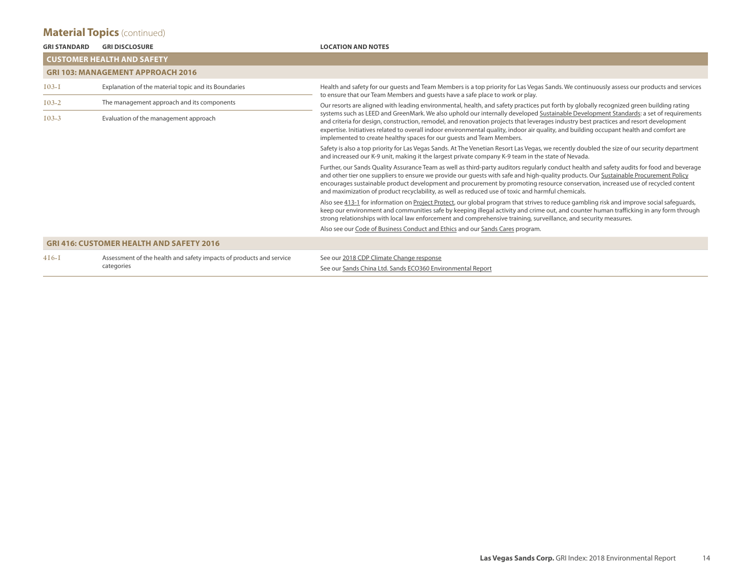## Material Topics (continued)

| GRI STANDARD | GRI DISCLOSURE | LOCATION AND NOTES |
|---|---|---|
| **CUSTOMER HEALTH AND SAFETY** | | |
| **GRI 103: MANAGEMENT APPROACH 2016** | | |
| 103-1 | Explanation of the material topic and its Boundaries | Health and safety for our guests and Team Members is a top priority for Las Vegas Sands. We continuously assess our products and services to ensure that our Team Members and guests have a safe place to work or play.<br><br>Our resorts are aligned with leading environmental, health, and safety practices put forth by globally recognized green building rating systems such as LEED and GreenMark. We also uphold our internally developed Sustainable Development Standards: a set of requirements and criteria for design, construction, remodel, and renovation projects that leverages industry best practices and resort development expertise. Initiatives related to overall indoor environmental quality, indoor air quality, and building occupant health and comfort are implemented to create healthy spaces for our guests and Team Members.<br><br>Safety is also a top priority for Las Vegas Sands. At The Venetian Resort Las Vegas, we recently doubled the size of our security department and increased our K-9 unit, making it the largest private company K-9 team in the state of Nevada.<br><br>Further, our Sands Quality Assurance Team as well as third-party auditors regularly conduct health and safety audits for food and beverage and other tier one suppliers to ensure we provide our guests with safe and high-quality products. Our Sustainable Procurement Policy encourages sustainable product development and procurement by promoting resource conservation, increased use of recycled content and maximization of product recyclability, as well as reduced use of toxic and harmful chemicals.<br><br>Also see 413-1 for information on Project Protect, our global program that strives to reduce gambling risk and improve social safeguards, keep our environment and communities safe by keeping illegal activity and crime out, and counter human trafficking in any form through strong relationships with local law enforcement and comprehensive training, surveillance, and security measures.<br><br>Also see our Code of Business Conduct and Ethics and our Sands Cares program. |
| 103-2 | The management approach and its components | |
| 103-3 | Evaluation of the management approach | |
| **GRI 416: CUSTOMER HEALTH AND SAFETY 2016** | | |
| 416-1 | Assessment of the health and safety impacts of products and service categories | See our 2018 CDP Climate Change response<br>See our Sands China Ltd. Sands ECO360 Environmental Report |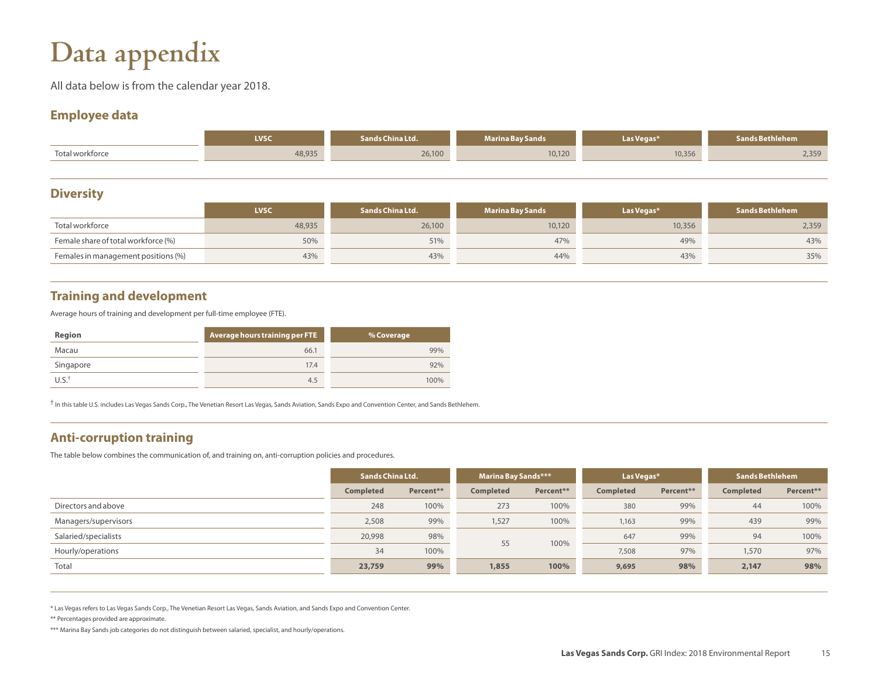# Data appendix

All data below is from the calendar year 2018.

## Employee data

| | LVSC | Sands China Ltd. | Marina Bay Sands | Las Vegas* | Sands Bethlehem |
|---|---|---|---|---|---|
| Total workforce | 48,935 | 26,100 | 10,120 | 10,356 | 2,359 |

## Diversity

| | LVSC | Sands China Ltd. | Marina Bay Sands | Las Vegas* | Sands Bethlehem |
|---|---|---|---|---|---|
| Total workforce | 48,935 | 26,100 | 10,120 | 10,356 | 2,359 |
| Female share of total workforce (%) | 50% | 51% | 47% | 49% | 43% |
| Females in management positions (%) | 43% | 43% | 44% | 43% | 35% |

## Training and development

Average hours of training and development per full-time employee (FTE).

| Region | Average hours training per FTE | % Coverage |
|---|---|---|
| Macau | 66.1 | 99% |
| Singapore | 17.4 | 92% |
| U.S.† | 4.5 | 100% |

† In this table U.S. includes Las Vegas Sands Corp., The Venetian Resort Las Vegas, Sands Aviation, Sands Expo and Convention Center, and Sands Bethlehem.

## Anti-corruption training

The table below combines the communication of, and training on, anti-corruption policies and procedures.

| | Sands China Ltd. | | Marina Bay Sands*** | | Las Vegas* | | Sands Bethlehem | |
|---|---|---|---|---|---|---|---|---|
| | Completed | Percent** | Completed | Percent** | Completed | Percent** | Completed | Percent** |
| Directors and above | 248 | 100% | 273 | 100% | 380 | 99% | 44 | 100% |
| Managers/supervisors | 2,508 | 99% | 1,527 | 100% | 1,163 | 99% | 439 | 99% |
| Salaried/specialists | 20,998 | 98% | 55 | 100% | 647 | 99% | 94 | 100% |
| Hourly/operations | 34 | 100% | | | 7,508 | 97% | 1,570 | 97% |
| **Total** | **23,759** | **99%** | **1,855** | **100%** | **9,695** | **98%** | **2,147** | **98%** |

\* Las Vegas refers to Las Vegas Sands Corp., The Venetian Resort Las Vegas, Sands Aviation, and Sands Expo and Convention Center.

** Percentages provided are approximate.

*** Marina Bay Sands job categories do not distinguish between salaried, specialist, and hourly/operations.